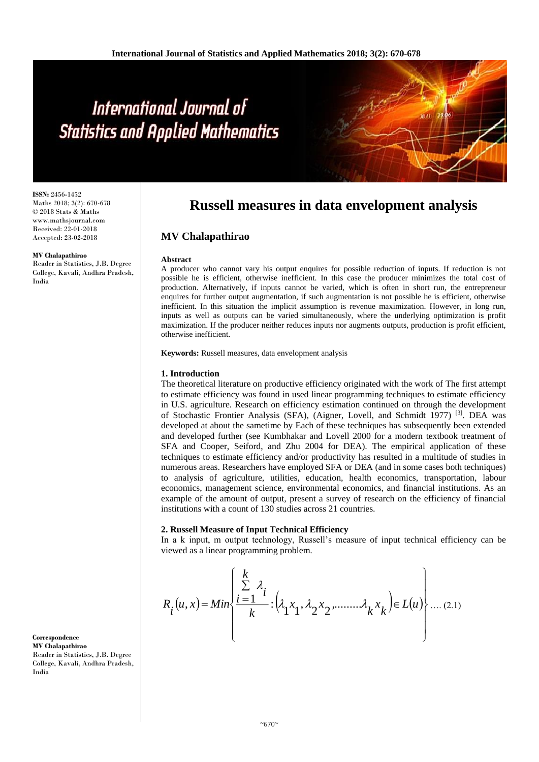# Russell measures in data envelopment analysis

## MV Chalapathirao

ISSN: 2456-1452
Maths 2018; 3(2): 670-678
© 2018 Stats & Maths
www.mathsjournal.com
Received: 22-01-2018
Accepted: 23-02-2018

**MV Chalapathirao**
Reader in Statistics, J.B. Degree College, Kavali, Andhra Pradesh, India

**Correspondence**
**MV Chalapathirao**
Reader in Statistics, J.B. Degree College, Kavali, Andhra Pradesh, India

### Abstract

A producer who cannot vary his output enquires for possible reduction of inputs. If reduction is not possible he is efficient, otherwise inefficient. In this case the producer minimizes the total cost of production. Alternatively, if inputs cannot be varied, which is often in short run, the entrepreneur enquires for further output augmentation, if such augmentation is not possible he is efficient, otherwise inefficient. In this situation the implicit assumption is revenue maximization. However, in long run, inputs as well as outputs can be varied simultaneously, where the underlying optimization is profit maximization. If the producer neither reduces inputs nor augments outputs, production is profit efficient, otherwise inefficient.

**Keywords:** Russell measures, data envelopment analysis

### 1. Introduction

The theoretical literature on productive efficiency originated with the work of The first attempt to estimate efficiency was found in used linear programming techniques to estimate efficiency in U.S. agriculture. Research on efficiency estimation continued on through the development of Stochastic Frontier Analysis (SFA), (Aigner, Lovell, and Schmidt 1977) [3]. DEA was developed at about the sametime by Each of these techniques has subsequently been extended and developed further (see Kumbhakar and Lovell 2000 for a modern textbook treatment of SFA and Cooper, Seiford, and Zhu 2004 for DEA). The empirical application of these techniques to estimate efficiency and/or productivity has resulted in a multitude of studies in numerous areas. Researchers have employed SFA or DEA (and in some cases both techniques) to analysis of agriculture, utilities, education, health economics, transportation, labour economics, management science, environmental economics, and financial institutions. As an example of the amount of output, present a survey of research on the efficiency of financial institutions with a count of 130 studies across 21 countries.

### 2. Russell Measure of Input Technical Efficiency

In a k input, m output technology, Russell's measure of input technical efficiency can be viewed as a linear programming problem.

$$R_i(u,x) = Min\left\{ \frac{\sum_{i=1}^{k} \lambda_i}{k} : \left(\lambda_1 x_1, \lambda_2 x_2, .........\lambda_k x_k\right) \in L(u) \right\} \quad .... (2.1)$$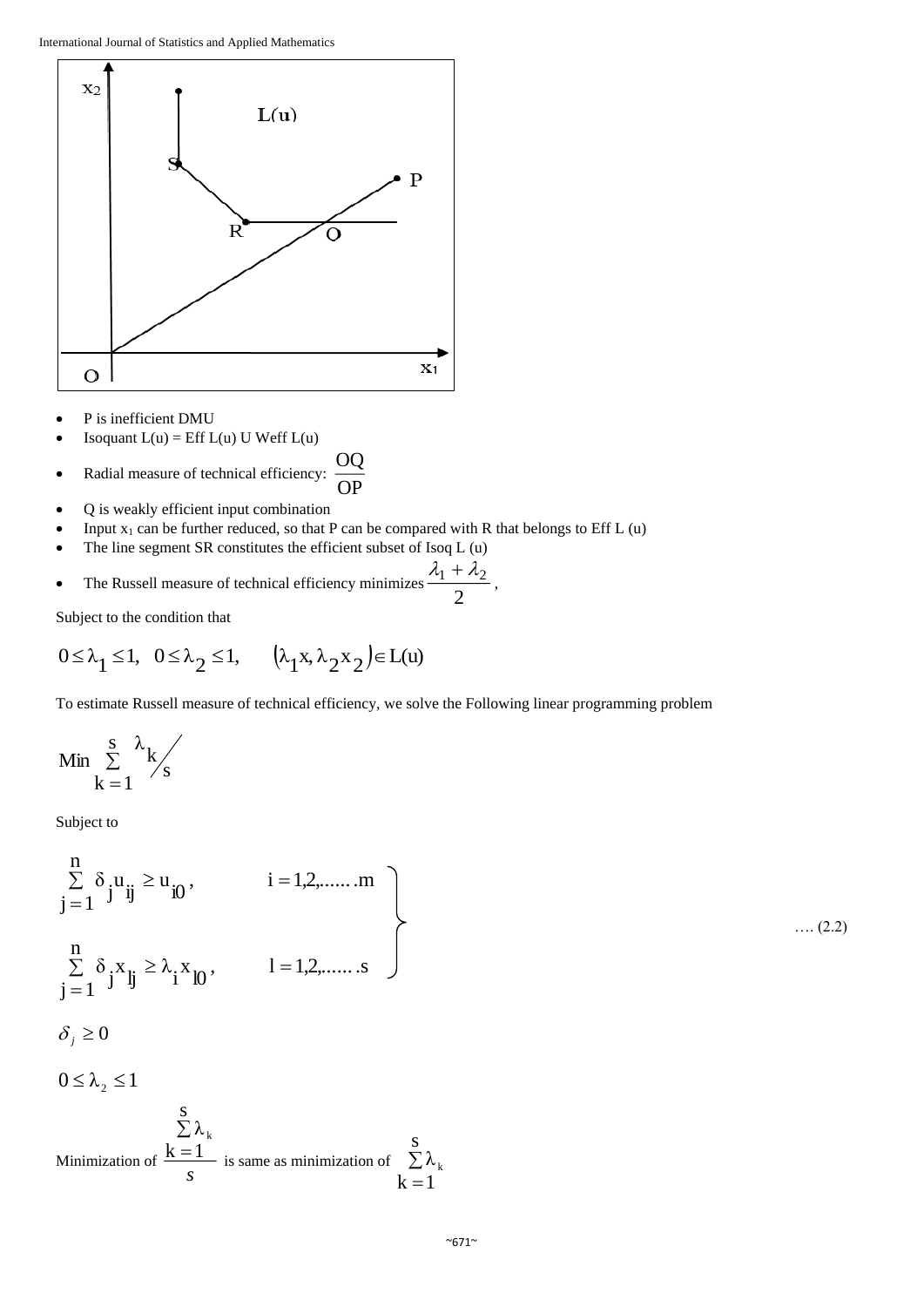- P is inefficient DMU
- Isoquant L(u) = Eff L(u) U Weff L(u)
- Radial measure of technical efficiency: $\frac{OQ}{OP}$
- Q is weakly efficient input combination
- Input $x_1$ can be further reduced, so that P can be compared with R that belongs to Eff L (u)
- The line segment SR constitutes the efficient subset of Isoq L (u)
- The Russell measure of technical efficiency minimizes $\frac{\lambda_1 + \lambda_2}{2}$ ,

Subject to the condition that

$$0 \le \lambda_1 \le 1, \quad 0 \le \lambda_2 \le 1, \qquad (\lambda_1 x, \lambda_2 x_2) \in L(u)$$

To estimate Russell measure of technical efficiency, we solve the Following linear programming problem

$$\text{Min} \sum_{k=1}^{s} \lambda_k / s$$

Subject to

$$\left.\begin{aligned} &\sum_{j=1}^{n} \delta_j u_{ij} \ge u_{i0}, \qquad i = 1,2,\ldots\ldots m \\ &\sum_{j=1}^{n} \delta_j x_{lj} \ge \lambda_i x_{l0}, \qquad l = 1,2,\ldots\ldots s \end{aligned}\right\} \quad \ldots (2.2)$$

$$\delta_j \ge 0$$

$$0 \le \lambda_2 \le 1$$

Minimization of $\frac{\sum_{k=1}^{s} \lambda_k}{s}$ is same as minimization of $\sum_{k=1}^{s} \lambda_k$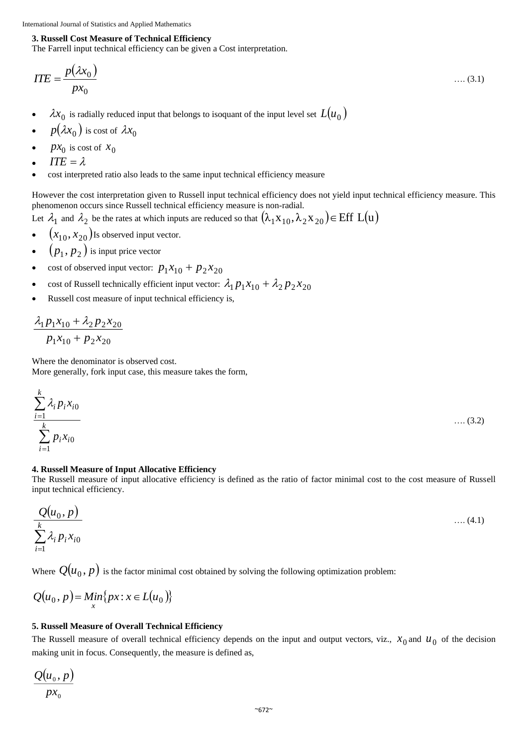### 3. Russell Cost Measure of Technical Efficiency

The Farrell input technical efficiency can be given a Cost interpretation.

$$ITE = \frac{p(\lambda x_0)}{px_0} \quad \text{…. (3.1)}$$

- $\lambda x_0$ is radially reduced input that belongs to isoquant of the input level set $L(u_0)$
- $p(\lambda x_0)$ is cost of $\lambda x_0$
- $px_0$ is cost of $x_0$
- $ITE = \lambda$
- cost interpreted ratio also leads to the same input technical efficiency measure

However the cost interpretation given to Russell input technical efficiency does not yield input technical efficiency measure. This phenomenon occurs since Russell technical efficiency measure is non-radial.

Let $\lambda_1$ and $\lambda_2$ be the rates at which inputs are reduced so that $(\lambda_1 x_{10}, \lambda_2 x_{20}) \in \text{Eff } L(u)$

- $(x_{10}, x_{20})$Is observed input vector.
- $(p_1, p_2)$ is input price vector
- cost of observed input vector: $p_1 x_{10} + p_2 x_{20}$
- cost of Russell technically efficient input vector: $\lambda_1 p_1 x_{10} + \lambda_2 p_2 x_{20}$
- Russell cost measure of input technical efficiency is,

$$\frac{\lambda_1 p_1 x_{10} + \lambda_2 p_2 x_{20}}{p_1 x_{10} + p_2 x_{20}}$$

Where the denominator is observed cost.
More generally, fork input case, this measure takes the form,

$$\frac{\sum_{i=1}^{k} \lambda_i p_i x_{i0}}{\sum_{i=1}^{k} p_i x_{i0}} \quad \text{…. (3.2)}$$

### 4. Russell Measure of Input Allocative Efficiency

The Russell measure of input allocative efficiency is defined as the ratio of factor minimal cost to the cost measure of Russell input technical efficiency.

$$\frac{Q(u_0, p)}{\sum_{i=1}^{k} \lambda_i p_i x_{i0}} \quad \text{…. (4.1)}$$

Where $Q(u_0, p)$ is the factor minimal cost obtained by solving the following optimization problem:

$$Q(u_0, p) = \underset{x}{Min}\{px : x \in L(u_0)\}$$

### 5. Russell Measure of Overall Technical Efficiency

The Russell measure of overall technical efficiency depends on the input and output vectors, viz., $x_0$ and $u_0$ of the decision making unit in focus. Consequently, the measure is defined as,

$$\frac{Q(u_0, p)}{px_0}$$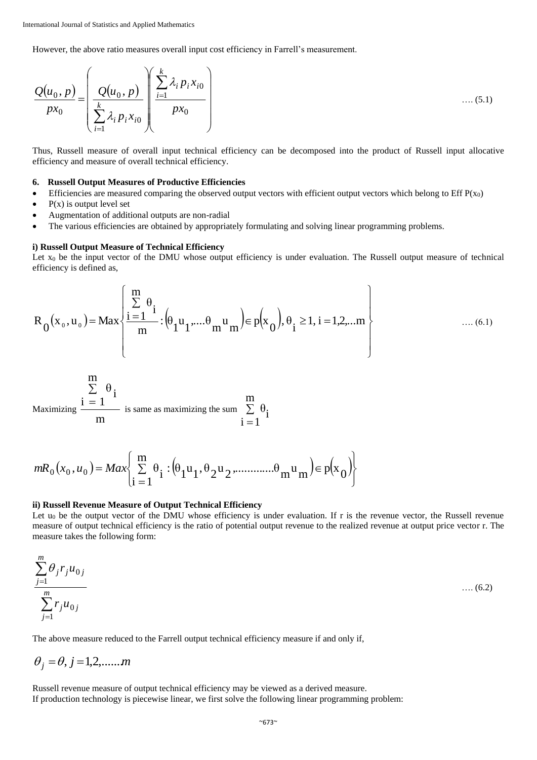However, the above ratio measures overall input cost efficiency in Farrell's measurement.

$$\frac{Q(u_0, p)}{px_0} = \left( \frac{Q(u_0, p)}{\sum_{i=1}^{k} \lambda_i p_i x_{i0}} \right) \left( \frac{\sum_{i=1}^{k} \lambda_i p_i x_{i0}}{px_0} \right) \quad \text{…. (5.1)}$$

Thus, Russell measure of overall input technical efficiency can be decomposed into the product of Russell input allocative efficiency and measure of overall technical efficiency.

### 6. Russell Output Measures of Productive Efficiencies

- Efficiencies are measured comparing the observed output vectors with efficient output vectors which belong to Eff $P(x_0)$
- $P(x)$ is output level set
- Augmentation of additional outputs are non-radial
- The various efficiencies are obtained by appropriately formulating and solving linear programming problems.

**i) Russell Output Measure of Technical Efficiency**

Let $x_0$ be the input vector of the DMU whose output efficiency is under evaluation. The Russell output measure of technical efficiency is defined as,

$$R_0(x_0, u_0) = \text{Max}\left\{ \frac{\sum_{i=1}^{m} \theta_i}{m} : (\theta_1 u_1, .... \theta_m u_m) \in p(x_0), \theta_i \geq 1, i = 1,2,...m \right\} \quad \text{…. (6.1)}$$

Maximizing $\frac{\sum_{i=1}^{m} \theta_i}{m}$ is same as maximizing the sum $\sum_{i=1}^{m} \theta_i$

$$mR_0(x_0, u_0) = Max\left\{ \sum_{i=1}^{m} \theta_i : (\theta_1 u_1, \theta_2 u_2, ............ \theta_m u_m) \in p(x_0) \right\}$$

**ii) Russell Revenue Measure of Output Technical Efficiency**

Let $u_0$ be the output vector of the DMU whose efficiency is under evaluation. If r is the revenue vector, the Russell revenue measure of output technical efficiency is the ratio of potential output revenue to the realized revenue at output price vector r. The measure takes the following form:

$$\frac{\sum_{j=1}^{m} \theta_j r_j u_{0j}}{\sum_{j=1}^{m} r_j u_{0j}} \quad \text{…. (6.2)}$$

The above measure reduced to the Farrell output technical efficiency measure if and only if,

$$\theta_j = \theta, j = 1,2, ......m$$

Russell revenue measure of output technical efficiency may be viewed as a derived measure.
If production technology is piecewise linear, we first solve the following linear programming problem: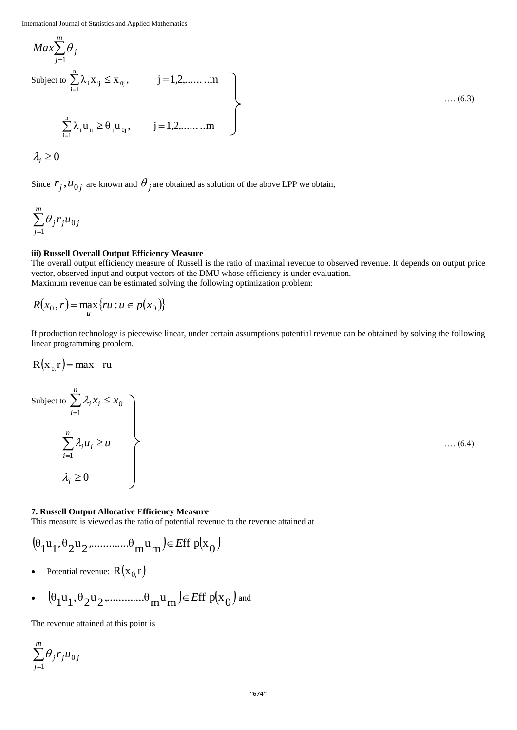$$Max\sum_{j=1}^{m}\theta_j$$

$$\left.\begin{aligned} &\text{Subject to } \sum_{i=1}^{n}\lambda_i x_{ij} \le x_{0j}, \qquad j = 1,2,\ldots\ldots m \\ &\sum_{i=1}^{n}\lambda_i u_{ij} \ge \theta_j u_{0j}, \qquad j = 1,2,\ldots\ldots m \end{aligned}\right\} \quad \ldots. (6.3)$$

$$\lambda_i \ge 0$$

Since $r_j, u_{0j}$ are known and $\theta_j$ are obtained as solution of the above LPP we obtain,

$$\sum_{j=1}^{m}\theta_j r_j u_{0j}$$

**iii) Russell Overall Output Efficiency Measure**

The overall output efficiency measure of Russell is the ratio of maximal revenue to observed revenue. It depends on output price vector, observed input and output vectors of the DMU whose efficiency is under evaluation.
Maximum revenue can be estimated solving the following optimization problem:

$$R(x_0, r) = \max_u \{ru : u \in p(x_0)\}$$

If production technology is piecewise linear, under certain assumptions potential revenue can be obtained by solving the following linear programming problem.

$$R(x_{0,} r) = \max \quad ru$$

$$\left.\begin{aligned} &\text{Subject to } \sum_{i=1}^{n}\lambda_i x_i \le x_0 \\ &\sum_{i=1}^{n}\lambda_i u_i \ge u \\ &\lambda_i \ge 0 \end{aligned}\right\} \quad \ldots. (6.4)$$

**7. Russell Output Allocative Efficiency Measure**

This measure is viewed as the ratio of potential revenue to the revenue attained at

$$(\theta_1 u_1, \theta_2 u_2, \ldots\ldots\ldots\ldots \theta_m u_m) \in Eff\ p(x_0)$$

- Potential revenue: $R(x_{0,} r)$
- $(\theta_1 u_1, \theta_2 u_2, \ldots\ldots\ldots\ldots \theta_m u_m) \in Eff\ p(x_0)$ and

The revenue attained at this point is

$$\sum_{j=1}^{m}\theta_j r_j u_{0j}$$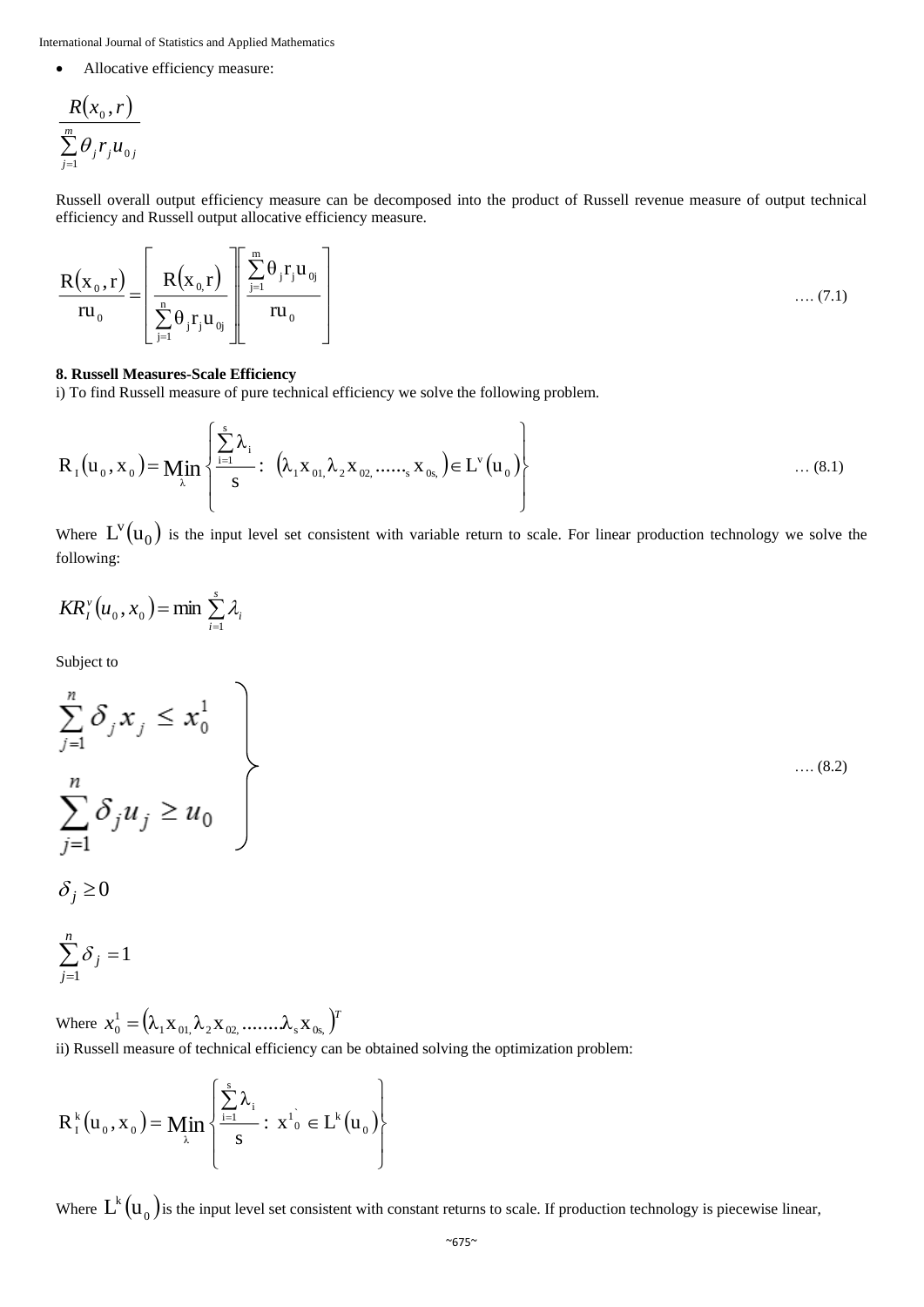- Allocative efficiency measure:

$$\frac{R(x_0, r)}{\sum_{j=1}^{m} \theta_j r_j u_{0j}}$$

Russell overall output efficiency measure can be decomposed into the product of Russell revenue measure of output technical efficiency and Russell output allocative efficiency measure.

$$\frac{R(x_0, r)}{ru_0} = \left[ \frac{R(x_{0,} r)}{\sum_{j=1}^{n} \theta_j r_j u_{0j}} \right] \left[ \frac{\sum_{j=1}^{m} \theta_j r_j u_{0j}}{ru_0} \right] \qquad \text{…. (7.1)}$$

**8. Russell Measures-Scale Efficiency**

i) To find Russell measure of pure technical efficiency we solve the following problem.

$$R_I(u_0, x_0) = \underset{\lambda}{\text{Min}} \left\{ \frac{\sum_{i=1}^{s} \lambda_i}{s} : \left( \lambda_1 x_{01,} \lambda_2 x_{02,} \ldots\ldots_s x_{0s,} \right) \in L^v(u_0) \right\} \qquad \text{… (8.1)}$$

Where $L^V(u_0)$ is the input level set consistent with variable return to scale. For linear production technology we solve the following:

$$KR_I^v(u_0, x_0) = \min \sum_{i=1}^{s} \lambda_i$$

Subject to

$$\left. \begin{aligned} \sum_{j=1}^{n} \delta_j x_j &\le x_0^1 \\ \sum_{j=1}^{n} \delta_j u_j &\ge u_0 \end{aligned} \right\} \qquad \text{…. (8.2)}$$

$$\delta_j \ge 0$$

$$\sum_{j=1}^{n} \delta_j = 1$$

Where $x_0^1 = \left( \lambda_1 x_{01,} \lambda_2 x_{02,} \ldots\ldots\lambda_s x_{0s,} \right)^T$

ii) Russell measure of technical efficiency can be obtained solving the optimization problem:

$$R_I^k(u_0, x_0) = \underset{\lambda}{\text{Min}} \left\{ \frac{\sum_{i=1}^{s} \lambda_i}{s} : x_0^{1'} \in L^k(u_0) \right\}$$

Where $L^k(u_0)$ is the input level set consistent with constant returns to scale. If production technology is piecewise linear,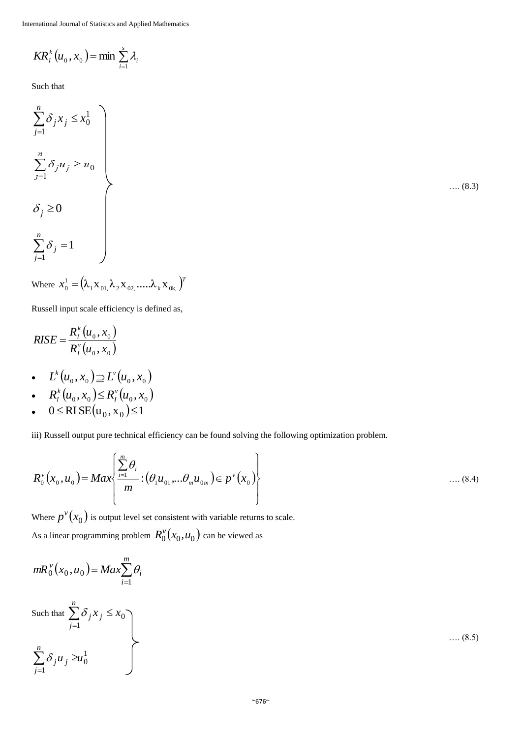$$KR_I^k(u_0, x_0) = \min \sum_{i=1}^{s} \lambda_i$$

Such that

$$\left.\begin{aligned}
&\sum_{j=1}^{n} \delta_j x_j \le x_0^1 \\
&\sum_{j=1}^{n} \delta_j u_j \ge u_0 \\
&\delta_j \ge 0 \\
&\sum_{j=1}^{n} \delta_j = 1
\end{aligned}\right\} \quad \text{.... (8.3)}$$

Where $x_0^1 = (\lambda_1 x_{01,} \lambda_2 x_{02,} .....\lambda_k x_{0k,})^T$

Russell input scale efficiency is defined as,

$$RISE = \frac{R_I^k(u_0, x_0)}{R_I^v(u_0, x_0)}$$

- $L^k(u_0, x_0) \supseteq L^v(u_0, x_0)$
- $R_I^k(u_0, x_0) \le R_I^v(u_0, x_0)$
- $0 \le \text{RI SE}(u_0, x_0) \le 1$

iii) Russell output pure technical efficiency can be found solving the following optimization problem.

$$R_0^v(x_0, u_0) = Max \left\{ \frac{\sum_{i=1}^{m} \theta_i}{m} : (\theta_1 u_{01}, ... \theta_m u_{0m}) \in p^v(x_0) \right\} \quad \text{.... (8.4)}$$

Where $p^v(x_0)$ is output level set consistent with variable returns to scale.

As a linear programming problem $R_0^v(x_0, u_0)$ can be viewed as

$$mR_0^v(x_0, u_0) = Max \sum_{i=1}^{m} \theta_i$$

Such that
$$\left.\begin{aligned}
&\sum_{j=1}^{n} \delta_j x_j \le x_0 \\
&\sum_{j=1}^{n} \delta_j u_j \ge u_0^1
\end{aligned}\right\} \quad \text{.... (8.5)}$$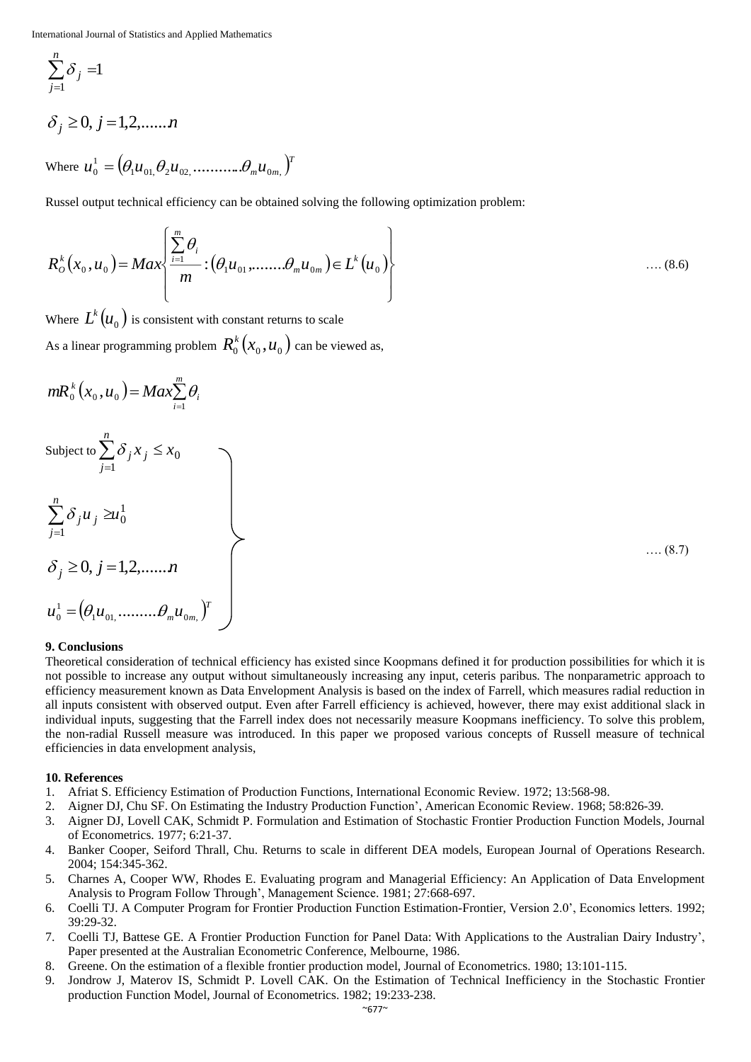$$\sum_{j=1}^{n} \delta_j = 1$$

$$\delta_j \geq 0,\ j = 1,2,......n$$

Where $u_0^1 = \left(\theta_1 u_{01,} \theta_2 u_{02,} ...........\theta_m u_{0m,}\right)^T$

Russel output technical efficiency can be obtained solving the following optimization problem:

$$R_O^k\left(x_0, u_0\right) = Max\left\{\frac{\sum_{i=1}^{m} \theta_i}{m} : \left(\theta_1 u_{01}, ........\theta_m u_{0m}\right) \in L^k\left(u_0\right)\right\} \quad .... (8.6)$$

Where $L^k\left(u_0\right)$ is consistent with constant returns to scale

As a linear programming problem $R_0^k\left(x_0, u_0\right)$ can be viewed as,

$$mR_0^k\left(x_0, u_0\right) = Max \sum_{i=1}^{m} \theta_i$$

$$\left.\begin{aligned}
&\text{Subject to} \sum_{j=1}^{n} \delta_j x_j \leq x_0 \\
&\sum_{j=1}^{n} \delta_j u_j \geq u_0^1 \\
&\delta_j \geq 0,\ j = 1,2,......n \\
&u_0^1 = \left(\theta_1 u_{01,} .........\theta_m u_{0m,}\right)^T
\end{aligned}\right\} \quad .... (8.7)$$

## 9. Conclusions

Theoretical consideration of technical efficiency has existed since Koopmans defined it for production possibilities for which it is not possible to increase any output without simultaneously increasing any input, ceteris paribus. The nonparametric approach to efficiency measurement known as Data Envelopment Analysis is based on the index of Farrell, which measures radial reduction in all inputs consistent with observed output. Even after Farrell efficiency is achieved, however, there may exist additional slack in individual inputs, suggesting that the Farrell index does not necessarily measure Koopmans inefficiency. To solve this problem, the non-radial Russell measure was introduced. In this paper we proposed various concepts of Russell measure of technical efficiencies in data envelopment analysis,

## 10. References

1. Afriat S. Efficiency Estimation of Production Functions, International Economic Review. 1972; 13:568-98.
2. Aigner DJ, Chu SF. On Estimating the Industry Production Function', American Economic Review. 1968; 58:826-39.
3. Aigner DJ, Lovell CAK, Schmidt P. Formulation and Estimation of Stochastic Frontier Production Function Models, Journal of Econometrics. 1977; 6:21-37.
4. Banker Cooper, Seiford Thrall, Chu. Returns to scale in different DEA models, European Journal of Operations Research. 2004; 154:345-362.
5. Charnes A, Cooper WW, Rhodes E. Evaluating program and Managerial Efficiency: An Application of Data Envelopment Analysis to Program Follow Through', Management Science. 1981; 27:668-697.
6. Coelli TJ. A Computer Program for Frontier Production Function Estimation-Frontier, Version 2.0', Economics letters. 1992; 39:29-32.
7. Coelli TJ, Battese GE. A Frontier Production Function for Panel Data: With Applications to the Australian Dairy Industry', Paper presented at the Australian Econometric Conference, Melbourne, 1986.
8. Greene. On the estimation of a flexible frontier production model, Journal of Econometrics. 1980; 13:101-115.
9. Jondrow J, Materov IS, Schmidt P. Lovell CAK. On the Estimation of Technical Inefficiency in the Stochastic Frontier production Function Model, Journal of Econometrics. 1982; 19:233-238.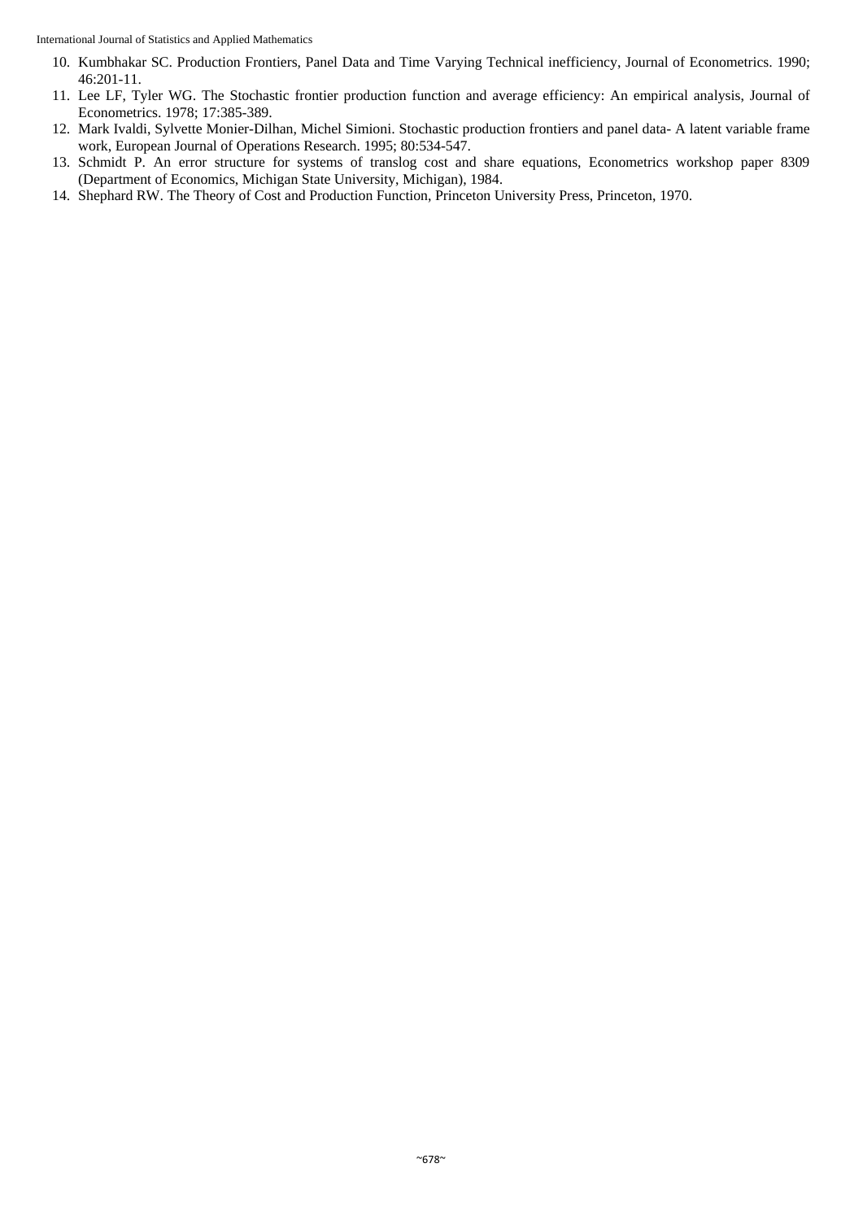10. Kumbhakar SC. Production Frontiers, Panel Data and Time Varying Technical inefficiency, Journal of Econometrics. 1990; 46:201-11.
11. Lee LF, Tyler WG. The Stochastic frontier production function and average efficiency: An empirical analysis, Journal of Econometrics. 1978; 17:385-389.
12. Mark Ivaldi, Sylvette Monier-Dilhan, Michel Simioni. Stochastic production frontiers and panel data- A latent variable frame work, European Journal of Operations Research. 1995; 80:534-547.
13. Schmidt P. An error structure for systems of translog cost and share equations, Econometrics workshop paper 8309 (Department of Economics, Michigan State University, Michigan), 1984.
14. Shephard RW. The Theory of Cost and Production Function, Princeton University Press, Princeton, 1970.